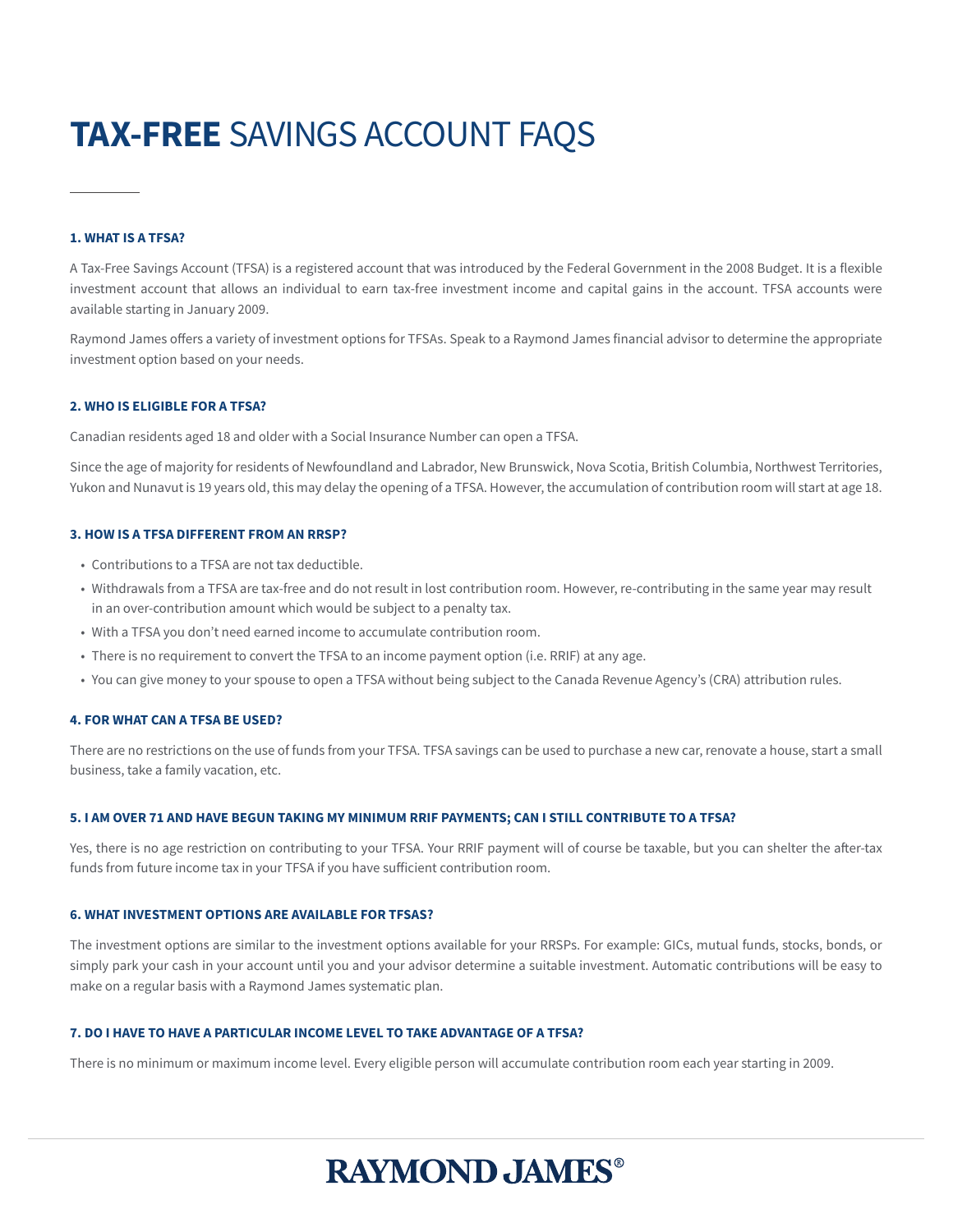# **TAX-FREE** SAVINGS ACCOUNT FAQS

### 1. WHAT IS A TFSA?

A Tax-Free Savings Account (TFSA) is a registered account that was introduced by the Federal Government in the 2008 Budget. It is a flexible investment account that allows an individual to earn tax-free investment income and capital gains in the account. TFSA accounts were available starting in January 2009.

Raymond James offers a variety of investment options for TFSAs. Speak to a Raymond James financial advisor to determine the appropriate investment option based on your needs.

### 2. WHO IS ELIGIBLE FOR A TFSA?

Canadian residents aged 18 and older with a Social Insurance Number can open a TFSA.

Since the age of majority for residents of Newfoundland and Labrador, New Brunswick, Nova Scotia, British Columbia, Northwest Territories, Yukon and Nunavut is 19 years old, this may delay the opening of a TFSA. However, the accumulation of contribution room will start at age 18.

### 3. HOW IS A TFSA DIFFERENT FROM AN RRSP?

- Contributions to a TFSA are not tax deductible.
- Withdrawals from a TFSA are tax-free and do not result in lost contribution room. However, re-contributing in the same year may result in an over-contribution amount which would be subject to a penalty tax.
- With a TFSA you don't need earned income to accumulate contribution room.
- There is no requirement to convert the TFSA to an income payment option (i.e. RRIF) at any age.
- You can give money to your spouse to open a TFSA without being subject to the Canada Revenue Agency's (CRA) attribution rules.

### 4. FOR WHAT CAN A TFSA BE USED?

There are no restrictions on the use of funds from your TFSA. TFSA savings can be used to purchase a new car, renovate a house, start a small business, take a family vacation, etc.

### 5. I AM OVER 71 AND HAVE BEGUN TAKING MY MINIMUM RRIF PAYMENTS; CAN I STILL CONTRIBUTE TO A TFSA?

Yes, there is no age restriction on contributing to your TFSA. Your RRIF payment will of course be taxable, but you can shelter the after-tax funds from future income tax in your TFSA if you have sufficient contribution room.

### 6. WHAT INVESTMENT OPTIONS ARE AVAILABLE FOR TFSAS?

The investment options are similar to the investment options available for your RRSPs. For example: GICs, mutual funds, stocks, bonds, or simply park your cash in your account until you and your advisor determine a suitable investment. Automatic contributions will be easy to make on a regular basis with a Raymond James systematic plan.

### 7. DO I HAVE TO HAVE A PARTICULAR INCOME LEVEL TO TAKE ADVANTAGE OF A TFSA?

There is no minimum or maximum income level. Every eligible person will accumulate contribution room each year starting in 2009.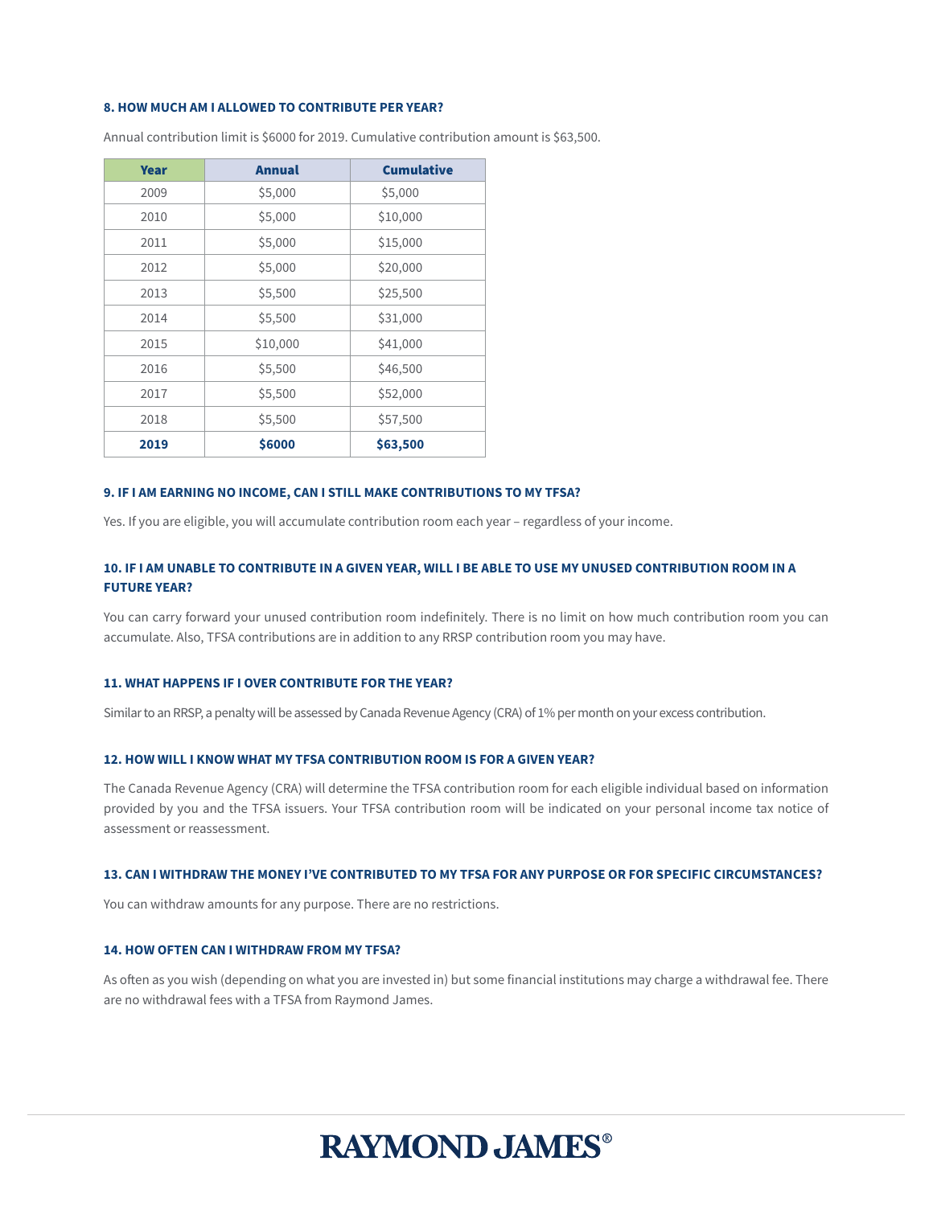### 8. HOW MUCH AM I ALLOWED TO CONTRIBUTE PER YEAR?

Annual contribution limit is $6000 for 2019. Cumulative contribution amount is $63,500.

| Year | Annual | Cumulative |
|---|---|---|
| 2009 | $5,000 | $5,000 |
| 2010 | $5,000 | $10,000 |
| 2011 | $5,000 | $15,000 |
| 2012 | $5,000 | $20,000 |
| 2013 | $5,500 | $25,500 |
| 2014 | $5,500 | $31,000 |
| 2015 | $10,000 | $41,000 |
| 2016 | $5,500 | $46,500 |
| 2017 | $5,500 | $52,000 |
| 2018 | $5,500 | $57,500 |
| **2019** | **$6000** | **$63,500** |

### 9. IF I AM EARNING NO INCOME, CAN I STILL MAKE CONTRIBUTIONS TO MY TFSA?

Yes. If you are eligible, you will accumulate contribution room each year – regardless of your income.

### 10. IF I AM UNABLE TO CONTRIBUTE IN A GIVEN YEAR, WILL I BE ABLE TO USE MY UNUSED CONTRIBUTION ROOM IN A FUTURE YEAR?

You can carry forward your unused contribution room indefinitely. There is no limit on how much contribution room you can accumulate. Also, TFSA contributions are in addition to any RRSP contribution room you may have.

### 11. WHAT HAPPENS IF I OVER CONTRIBUTE FOR THE YEAR?

Similar to an RRSP, a penalty will be assessed by Canada Revenue Agency (CRA) of 1% per month on your excess contribution.

### 12. HOW WILL I KNOW WHAT MY TFSA CONTRIBUTION ROOM IS FOR A GIVEN YEAR?

The Canada Revenue Agency (CRA) will determine the TFSA contribution room for each eligible individual based on information provided by you and the TFSA issuers. Your TFSA contribution room will be indicated on your personal income tax notice of assessment or reassessment.

### 13. CAN I WITHDRAW THE MONEY I'VE CONTRIBUTED TO MY TFSA FOR ANY PURPOSE OR FOR SPECIFIC CIRCUMSTANCES?

You can withdraw amounts for any purpose. There are no restrictions.

### 14. HOW OFTEN CAN I WITHDRAW FROM MY TFSA?

As often as you wish (depending on what you are invested in) but some financial institutions may charge a withdrawal fee. There are no withdrawal fees with a TFSA from Raymond James.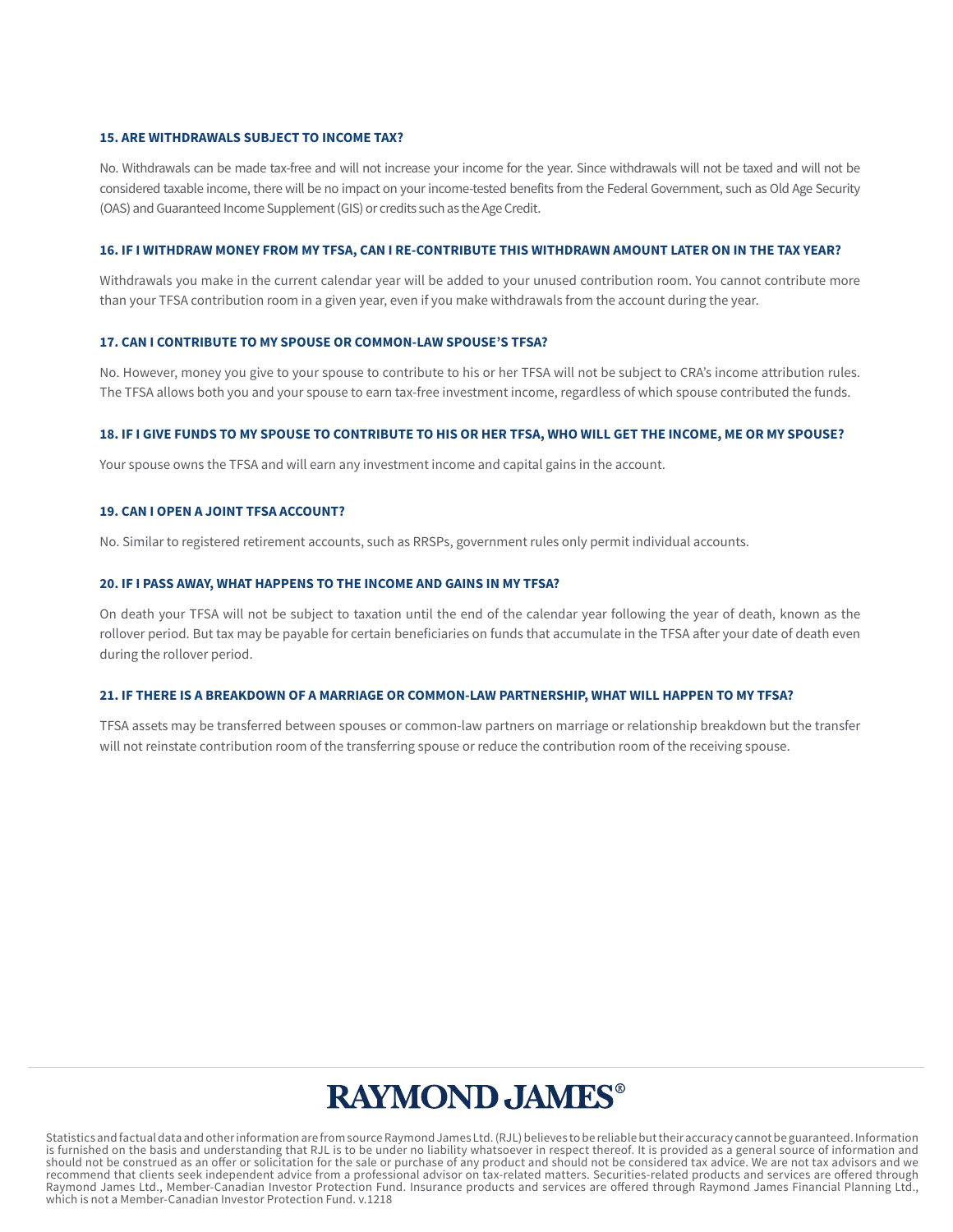#### 15. ARE WITHDRAWALS SUBJECT TO INCOME TAX?

No. Withdrawals can be made tax-free and will not increase your income for the year. Since withdrawals will not be taxed and will not be considered taxable income, there will be no impact on your income-tested benefits from the Federal Government, such as Old Age Security (OAS) and Guaranteed Income Supplement (GIS) or credits such as the Age Credit.

#### 16. IF I WITHDRAW MONEY FROM MY TFSA, CAN I RE-CONTRIBUTE THIS WITHDRAWN AMOUNT LATER ON IN THE TAX YEAR?

Withdrawals you make in the current calendar year will be added to your unused contribution room. You cannot contribute more than your TFSA contribution room in a given year, even if you make withdrawals from the account during the year.

#### 17. CAN I CONTRIBUTE TO MY SPOUSE OR COMMON-LAW SPOUSE'S TFSA?

No. However, money you give to your spouse to contribute to his or her TFSA will not be subject to CRA's income attribution rules. The TFSA allows both you and your spouse to earn tax-free investment income, regardless of which spouse contributed the funds.

#### 18. IF I GIVE FUNDS TO MY SPOUSE TO CONTRIBUTE TO HIS OR HER TFSA, WHO WILL GET THE INCOME, ME OR MY SPOUSE?

Your spouse owns the TFSA and will earn any investment income and capital gains in the account.

#### 19. CAN I OPEN A JOINT TFSA ACCOUNT?

No. Similar to registered retirement accounts, such as RRSPs, government rules only permit individual accounts.

#### 20. IF I PASS AWAY, WHAT HAPPENS TO THE INCOME AND GAINS IN MY TFSA?

On death your TFSA will not be subject to taxation until the end of the calendar year following the year of death, known as the rollover period. But tax may be payable for certain beneficiaries on funds that accumulate in the TFSA after your date of death even during the rollover period.

#### 21. IF THERE IS A BREAKDOWN OF A MARRIAGE OR COMMON-LAW PARTNERSHIP, WHAT WILL HAPPEN TO MY TFSA?

TFSA assets may be transferred between spouses or common-law partners on marriage or relationship breakdown but the transfer will not reinstate contribution room of the transferring spouse or reduce the contribution room of the receiving spouse.

**RAYMOND JAMES®**

Statistics and factual data and other information are from source Raymond James Ltd. (RJL) believes to be reliable but their accuracy cannot be guaranteed. Information is furnished on the basis and understanding that RJL is to be under no liability whatsoever in respect thereof. It is provided as a general source of information and should not be construed as an offer or solicitation for the sale or purchase of any product and should not be considered tax advice. We are not tax advisors and we recommend that clients seek independent advice from a professional advisor on tax-related matters. Securities-related products and services are offered through Raymond James Ltd., Member-Canadian Investor Protection Fund. Insurance products and services are offered through Raymond James Financial Planning Ltd., which is not a Member-Canadian Investor Protection Fund. v.1218